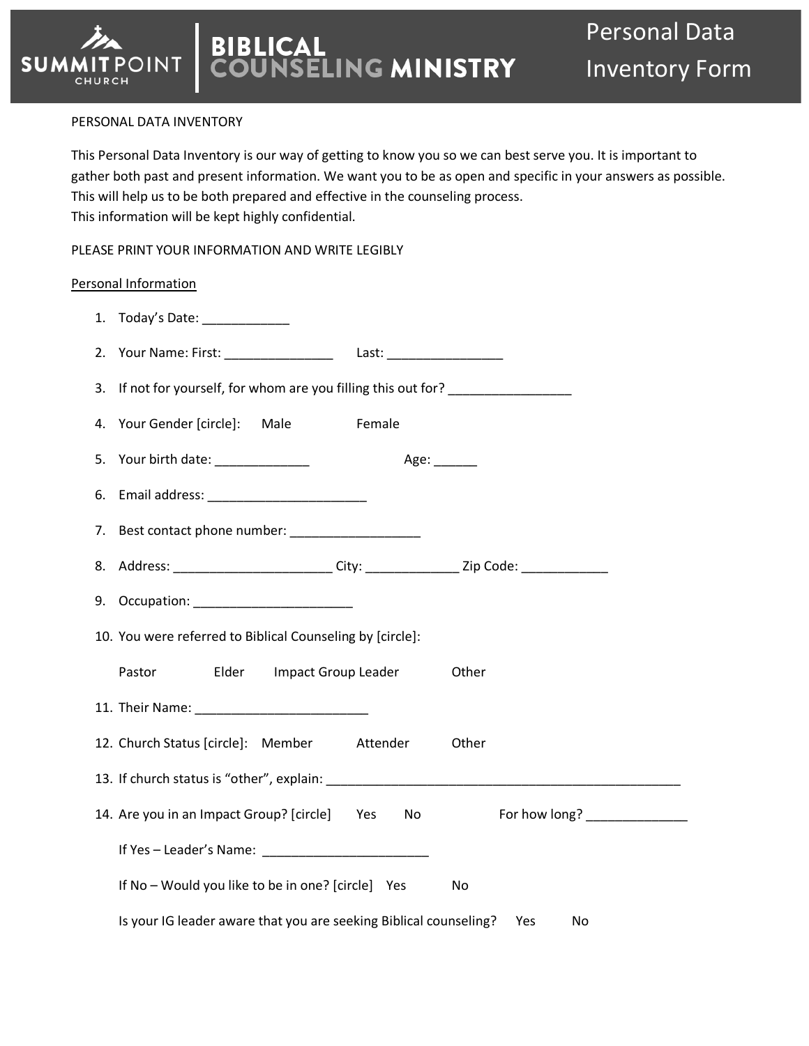# Summit Point Church — Biblical Counseling Ministry

## Personal Data Inventory Form

PERSONAL DATA INVENTORY

This Personal Data Inventory is our way of getting to know you so we can best serve you. It is important to gather both past and present information. We want you to be as open and specific in your answers as possible. This will help us to be both prepared and effective in the counseling process.
This information will be kept highly confidential.

PLEASE PRINT YOUR INFORMATION AND WRITE LEGIBLY

<u>Personal Information</u>

1. Today's Date: ____________
2. Your Name: First: _______________ Last: ________________
3. If not for yourself, for whom are you filling this out for? _________________
4. Your Gender [circle]: Male Female
5. Your birth date: _____________ Age: ______
6. Email address: ______________________
7. Best contact phone number: __________________
8. Address: ______________________ City: _____________ Zip Code: ____________
9. Occupation: ______________________
10. You were referred to Biblical Counseling by [circle]:

    Pastor Elder Impact Group Leader Other

11. Their Name: ________________________
12. Church Status [circle]: Member Attender Other
13. If church status is "other", explain: ___________________________________________________
14. Are you in an Impact Group? [circle] Yes No For how long? ______________

    If Yes – Leader's Name: _______________________

    If No – Would you like to be in one? [circle] Yes No

    Is your IG leader aware that you are seeking Biblical counseling? Yes No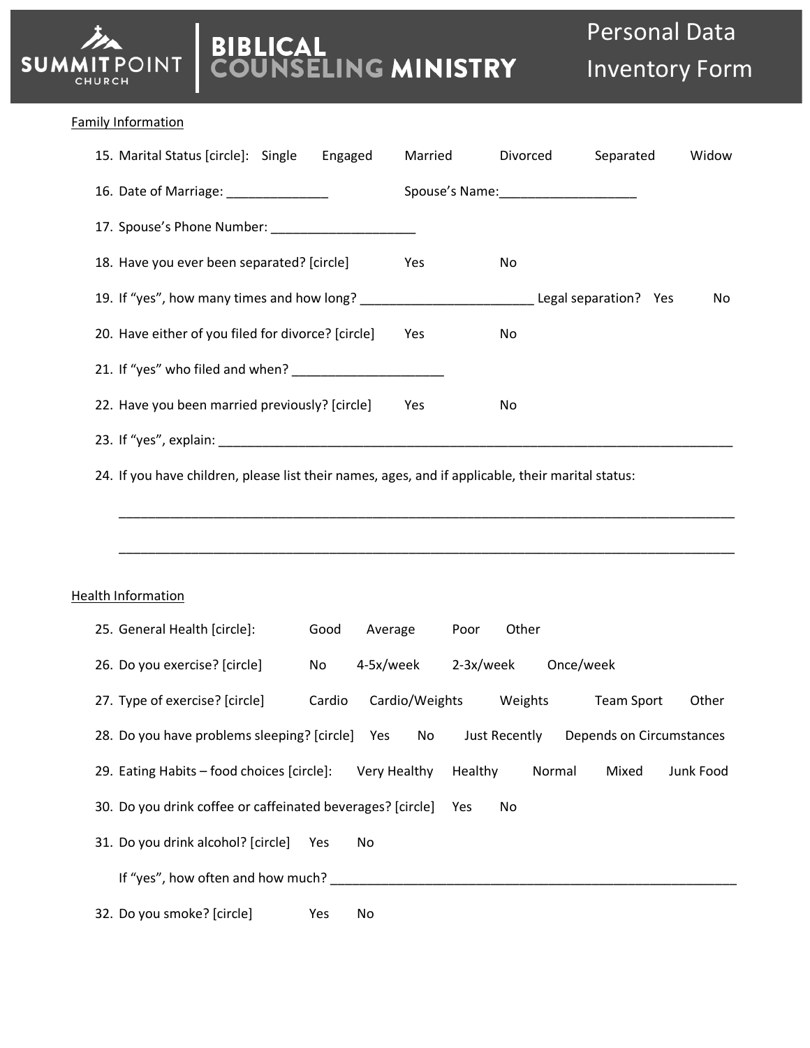# SUMMIT POINT CHURCH | BIBLICAL COUNSELING MINISTRY

# Personal Data Inventory Form

Family Information

15. Marital Status [circle]: Single Engaged Married Divorced Separated Widow

16. Date of Marriage: ______________ Spouse's Name:___________________

17. Spouse's Phone Number: ____________________

18. Have you ever been separated? [circle] Yes No

19. If "yes", how many times and how long? _______________________ Legal separation? Yes No

20. Have either of you filed for divorce? [circle] Yes No

21. If "yes" who filed and when? _____________________

22. Have you been married previously? [circle] Yes No

23. If "yes", explain: ___________________________________________________________________________

24. If you have children, please list their names, ages, and if applicable, their marital status:

    ___________________________________________________________________________________________

    ___________________________________________________________________________________________

Health Information

25. General Health [circle]: Good Average Poor Other

26. Do you exercise? [circle] No 4-5x/week 2-3x/week Once/week

27. Type of exercise? [circle] Cardio Cardio/Weights Weights Team Sport Other

28. Do you have problems sleeping? [circle] Yes No Just Recently Depends on Circumstances

29. Eating Habits – food choices [circle]: Very Healthy Healthy Normal Mixed Junk Food

30. Do you drink coffee or caffeinated beverages? [circle] Yes No

31. Do you drink alcohol? [circle] Yes No

    If "yes", how often and how much? ___________________________________________________________

32. Do you smoke? [circle] Yes No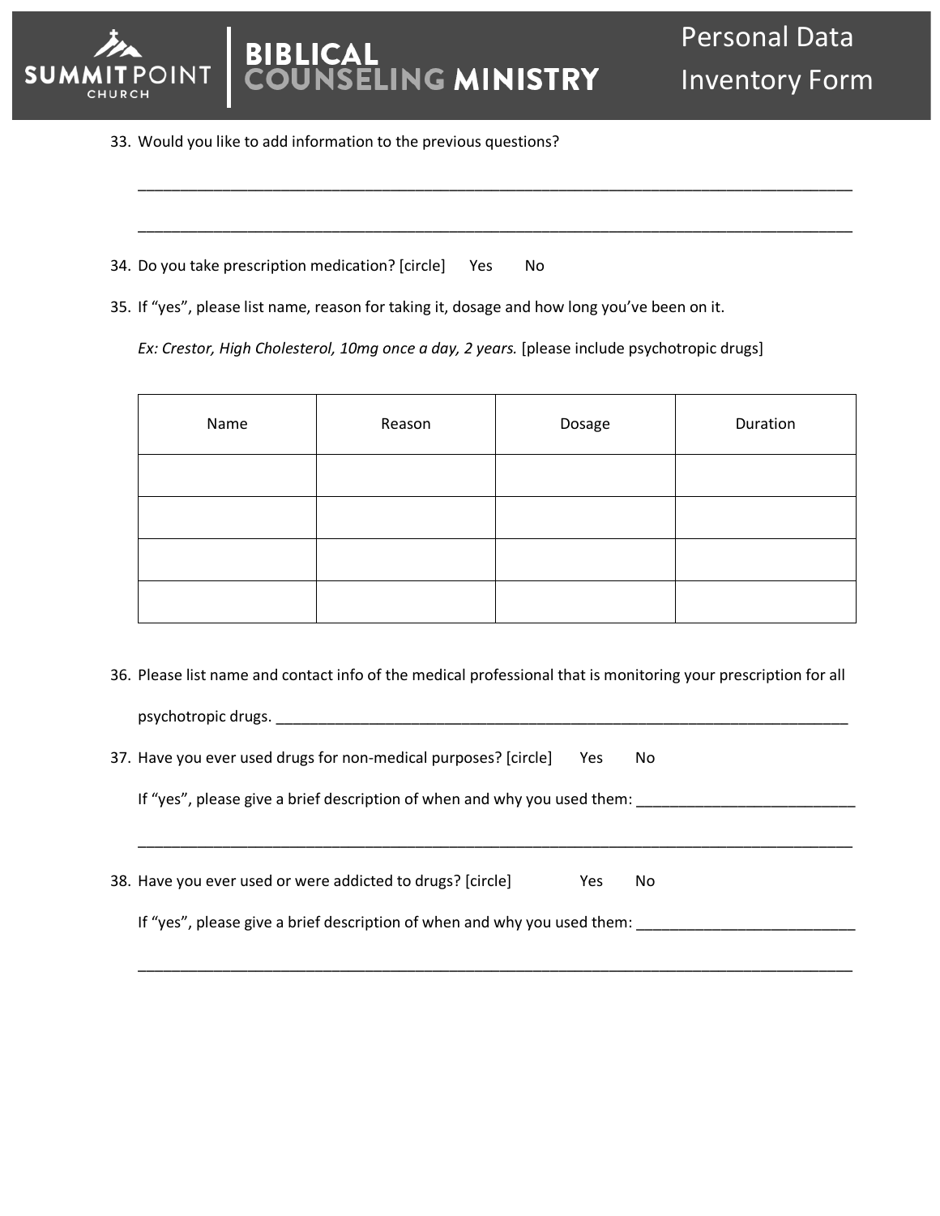33. Would you like to add information to the previous questions?

_______________________________________________________________________________

_______________________________________________________________________________

34. Do you take prescription medication? [circle]  Yes  No

35. If "yes", please list name, reason for taking it, dosage and how long you've been on it.

    *Ex: Crestor, High Cholesterol, 10mg once a day, 2 years.* [please include psychotropic drugs]

| Name | Reason | Dosage | Duration |
|---|---|---|---|
| | | | |
| | | | |
| | | | |
| | | | |

36. Please list name and contact info of the medical professional that is monitoring your prescription for all psychotropic drugs. _______________________________________________________________

37. Have you ever used drugs for non-medical purposes? [circle]  Yes  No

    If "yes", please give a brief description of when and why you used them: _______________________

    _______________________________________________________________________________

38. Have you ever used or were addicted to drugs? [circle]  Yes  No

    If "yes", please give a brief description of when and why you used them: _______________________

    _______________________________________________________________________________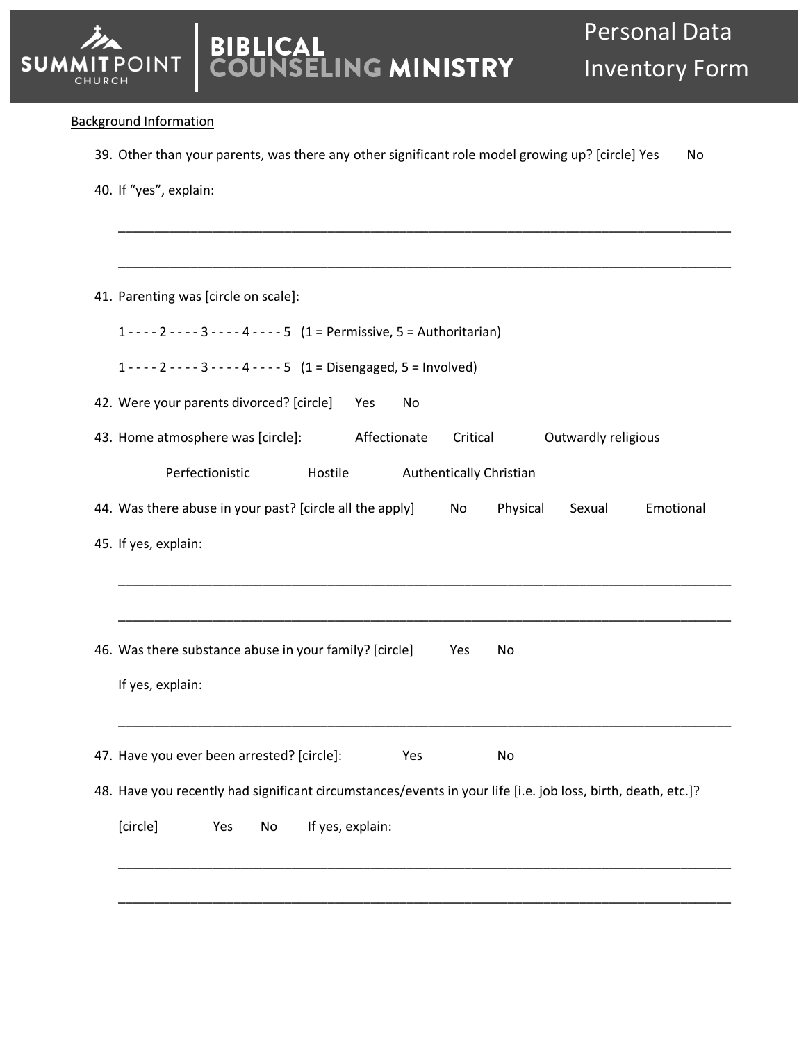Background Information

39. Other than your parents, was there any other significant role model growing up? [circle] Yes No

40. If "yes", explain:

_______________________________________________________________________________

_______________________________________________________________________________

41. Parenting was [circle on scale]:

    1 - - - - 2 - - - - 3 - - - - 4 - - - - 5 (1 = Permissive, 5 = Authoritarian)

    1 - - - - 2 - - - - 3 - - - - 4 - - - - 5 (1 = Disengaged, 5 = Involved)

42. Were your parents divorced? [circle] Yes No

43. Home atmosphere was [circle]: Affectionate Critical Outwardly religious Perfectionistic Hostile Authentically Christian

44. Was there abuse in your past? [circle all the apply] No Physical Sexual Emotional

45. If yes, explain:

_______________________________________________________________________________

_______________________________________________________________________________

46. Was there substance abuse in your family? [circle] Yes No

    If yes, explain:

_______________________________________________________________________________

47. Have you ever been arrested? [circle]: Yes No

48. Have you recently had significant circumstances/events in your life [i.e. job loss, birth, death, etc.]?

    [circle] Yes No If yes, explain:

_______________________________________________________________________________

_______________________________________________________________________________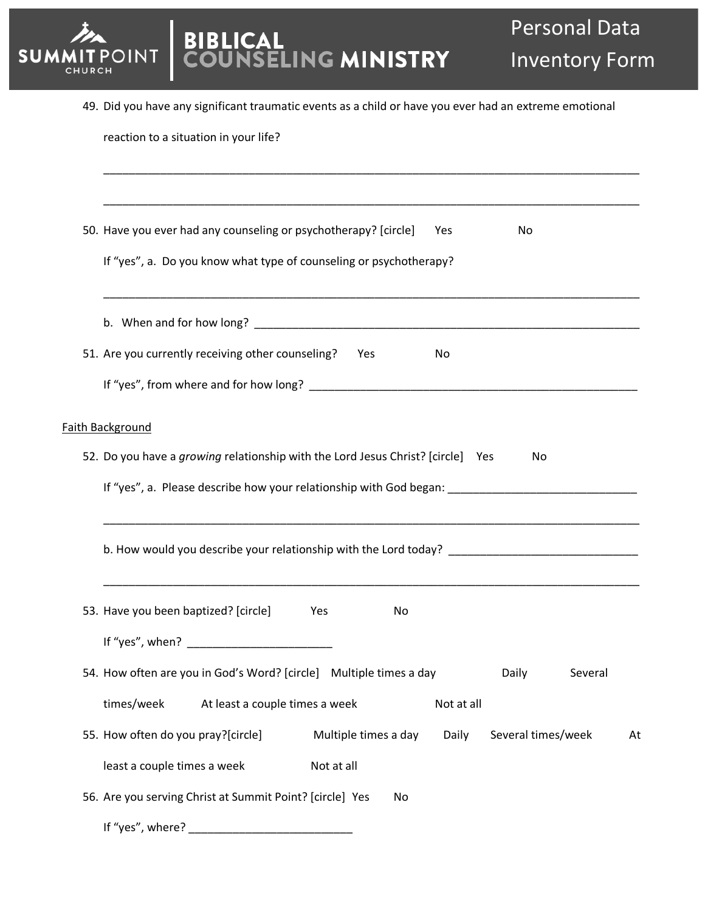49. Did you have any significant traumatic events as a child or have you ever had an extreme emotional reaction to a situation in your life?

_______________________________________________________________________________________

_______________________________________________________________________________________

50. Have you ever had any counseling or psychotherapy? [circle] Yes No

    If "yes", a. Do you know what type of counseling or psychotherapy?

    _______________________________________________________________________________________

    b. When and for how long? _______________________________________________________________

51. Are you currently receiving other counseling? Yes No

    If "yes", from where and for how long? _____________________________________________________

<u>Faith Background</u>

52. Do you have a *growing* relationship with the Lord Jesus Christ? [circle] Yes No

    If "yes", a. Please describe how your relationship with God began: ______________________________

    _______________________________________________________________________________________

    b. How would you describe your relationship with the Lord today? ______________________________

    _______________________________________________________________________________________

53. Have you been baptized? [circle] Yes No

    If "yes", when? ______________________

54. How often are you in God's Word? [circle] Multiple times a day Daily Several times/week At least a couple times a week Not at all

55. How often do you pray?[circle] Multiple times a day Daily Several times/week At least a couple times a week Not at all

56. Are you serving Christ at Summit Point? [circle] Yes No

    If "yes", where? _________________________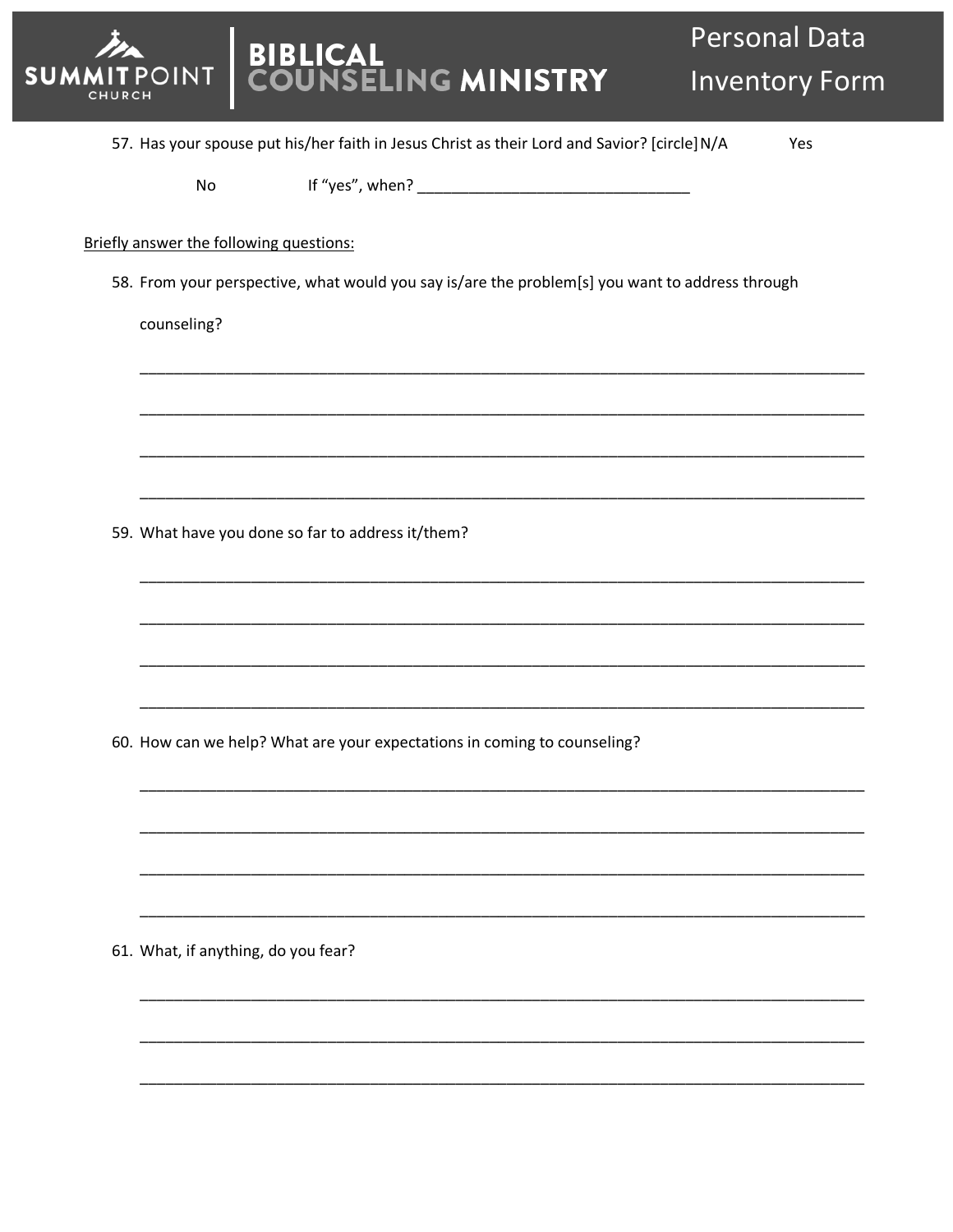57. Has your spouse put his/her faith in Jesus Christ as their Lord and Savior? [circle] N/A Yes No If "yes", when? _______________________________

Briefly answer the following questions:

58. From your perspective, what would you say is/are the problem[s] you want to address through counseling?

_______________________________________________________________________________

_______________________________________________________________________________

_______________________________________________________________________________

_______________________________________________________________________________

59. What have you done so far to address it/them?

_______________________________________________________________________________

_______________________________________________________________________________

_______________________________________________________________________________

_______________________________________________________________________________

60. How can we help? What are your expectations in coming to counseling?

_______________________________________________________________________________

_______________________________________________________________________________

_______________________________________________________________________________

_______________________________________________________________________________

61. What, if anything, do you fear?

_______________________________________________________________________________

_______________________________________________________________________________

_______________________________________________________________________________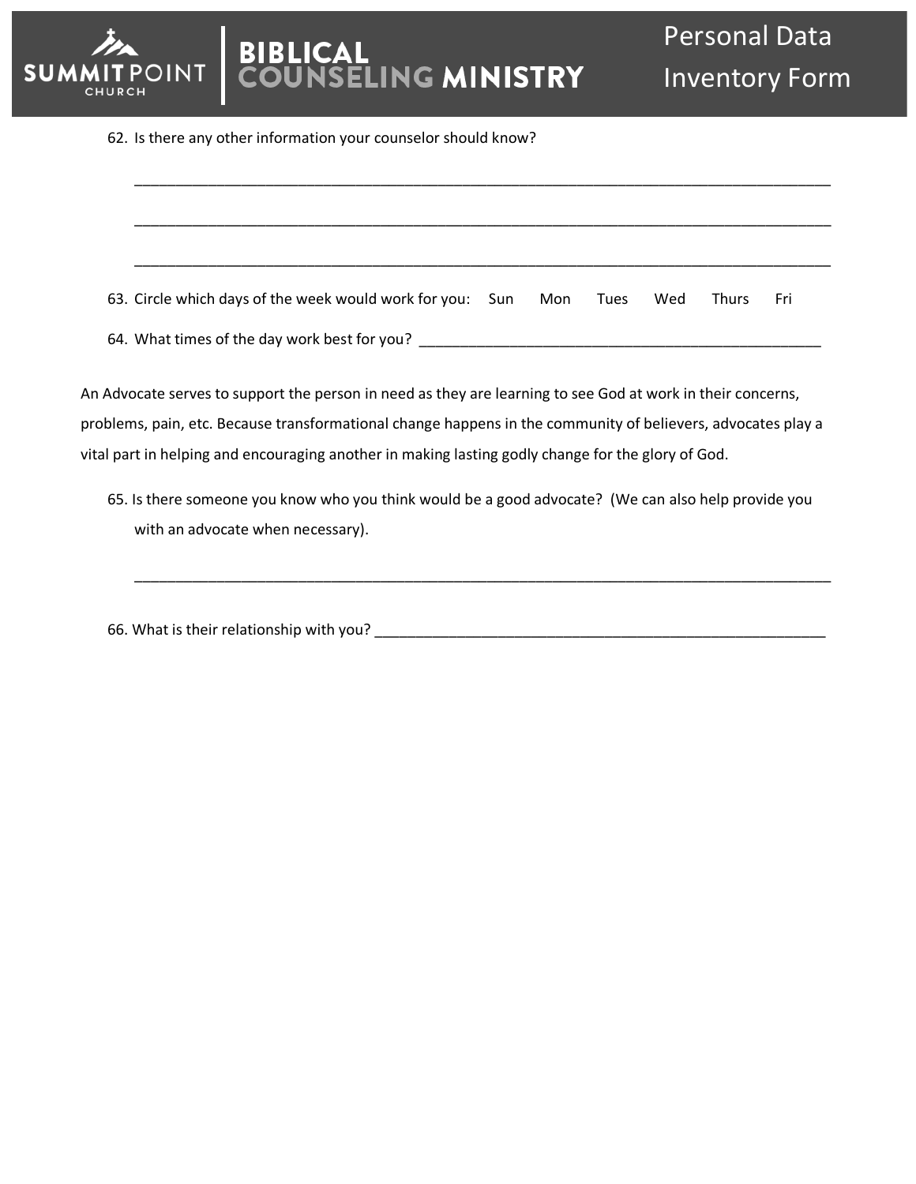62. Is there any other information your counselor should know?

_______________________________________________________________________________________

_______________________________________________________________________________________

_______________________________________________________________________________________

63. Circle which days of the week would work for you: Sun Mon Tues Wed Thurs Fri

64. What times of the day work best for you? ____________________________________________________

An Advocate serves to support the person in need as they are learning to see God at work in their concerns, problems, pain, etc. Because transformational change happens in the community of believers, advocates play a vital part in helping and encouraging another in making lasting godly change for the glory of God.

65. Is there someone you know who you think would be a good advocate? (We can also help provide you with an advocate when necessary).

_______________________________________________________________________________________

66. What is their relationship with you? __________________________________________________________